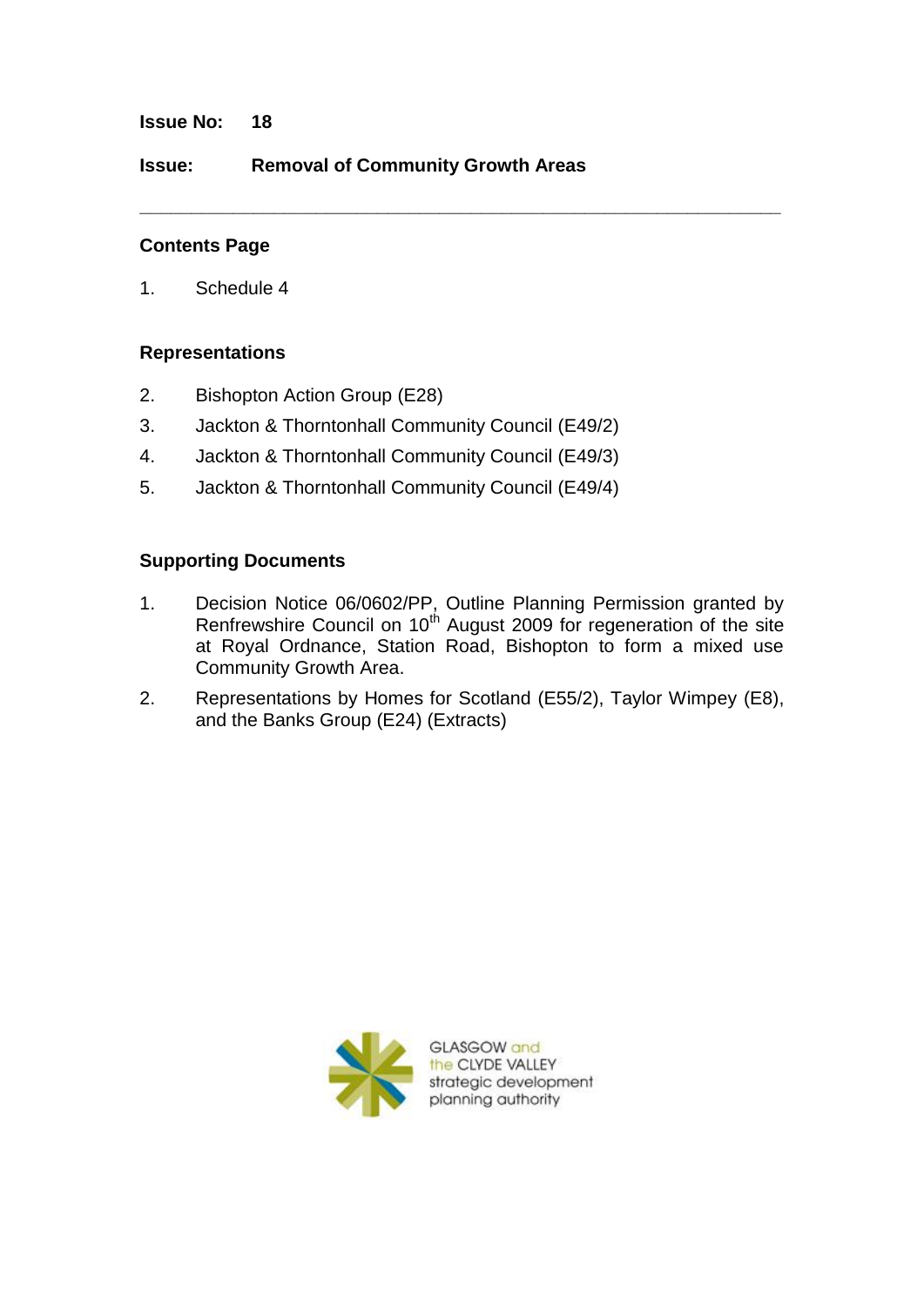**Issue No:** 18

**Issue:** **Removal of Community Growth Areas**

---

## Contents Page

1. Schedule 4

## Representations

2. Bishopton Action Group (E28)
3. Jackton & Thorntonhall Community Council (E49/2)
4. Jackton & Thorntonhall Community Council (E49/3)
5. Jackton & Thorntonhall Community Council (E49/4)

## Supporting Documents

1. Decision Notice 06/0602/PP, Outline Planning Permission granted by Renfrewshire Council on 10th August 2009 for regeneration of the site at Royal Ordnance, Station Road, Bishopton to form a mixed use Community Growth Area.
2. Representations by Homes for Scotland (E55/2), Taylor Wimpey (E8), and the Banks Group (E24) (Extracts)

GLASGOW and the CLYDE VALLEY strategic development planning authority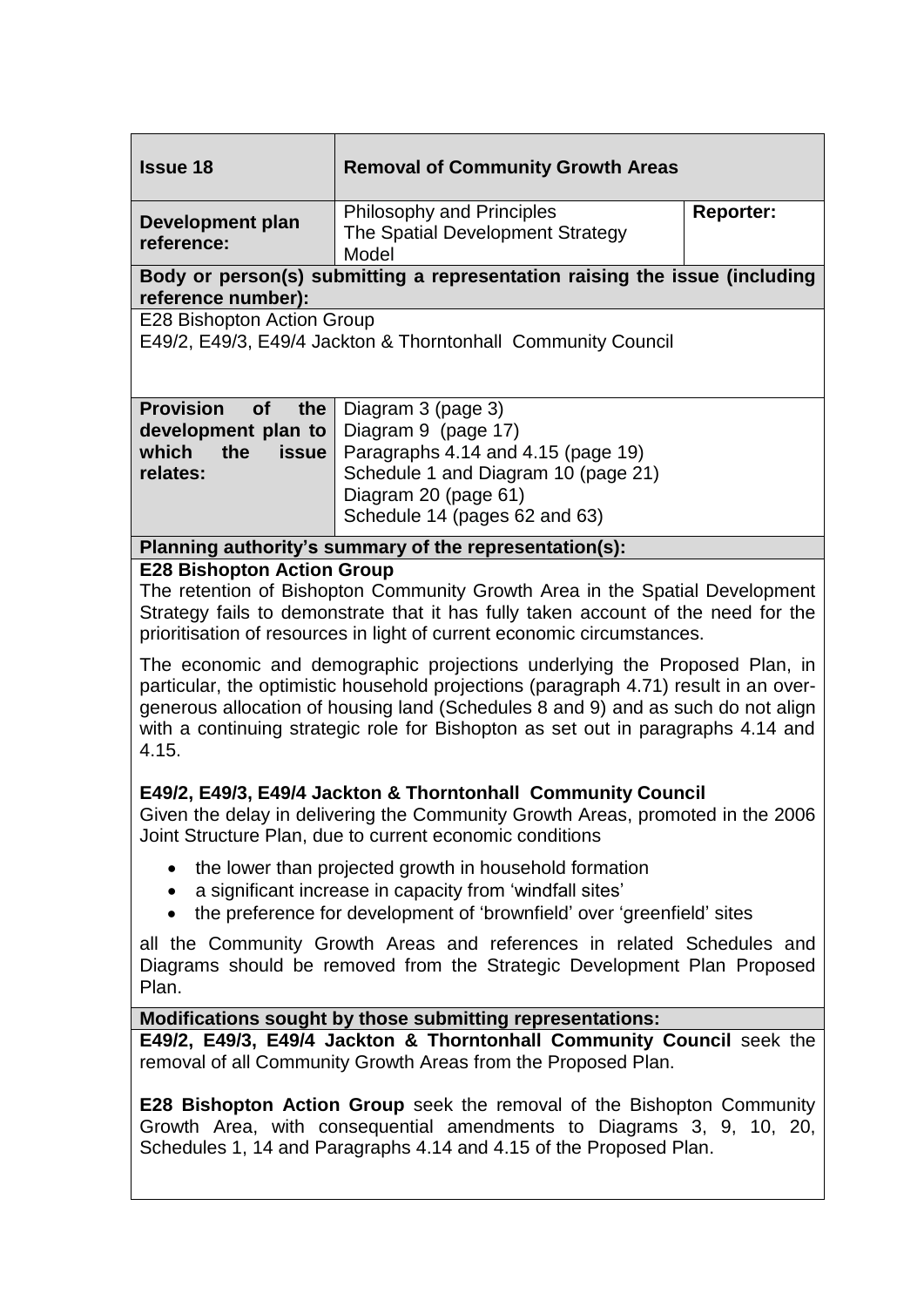| **Issue 18** | **Removal of Community Growth Areas** | |
|---|---|---|
| **Development plan reference:** | Philosophy and Principles<br>The Spatial Development Strategy Model | **Reporter:** |

**Body or person(s) submitting a representation raising the issue (including reference number):**

E28 Bishopton Action Group
E49/2, E49/3, E49/4 Jackton & Thorntonhall Community Council

| **Provision of the development plan to which the issue relates:** | Diagram 3 (page 3)<br>Diagram 9 (page 17)<br>Paragraphs 4.14 and 4.15 (page 19)<br>Schedule 1 and Diagram 10 (page 21)<br>Diagram 20 (page 61)<br>Schedule 14 (pages 62 and 63) |
|---|---|

**Planning authority's summary of the representation(s):**

**E28 Bishopton Action Group**

The retention of Bishopton Community Growth Area in the Spatial Development Strategy fails to demonstrate that it has fully taken account of the need for the prioritisation of resources in light of current economic circumstances.

The economic and demographic projections underlying the Proposed Plan, in particular, the optimistic household projections (paragraph 4.71) result in an over-generous allocation of housing land (Schedules 8 and 9) and as such do not align with a continuing strategic role for Bishopton as set out in paragraphs 4.14 and 4.15.

**E49/2, E49/3, E49/4 Jackton & Thorntonhall Community Council**

Given the delay in delivering the Community Growth Areas, promoted in the 2006 Joint Structure Plan, due to current economic conditions

- the lower than projected growth in household formation
- a significant increase in capacity from 'windfall sites'
- the preference for development of 'brownfield' over 'greenfield' sites

all the Community Growth Areas and references in related Schedules and Diagrams should be removed from the Strategic Development Plan Proposed Plan.

**Modifications sought by those submitting representations:**

**E49/2, E49/3, E49/4 Jackton & Thorntonhall Community Council** seek the removal of all Community Growth Areas from the Proposed Plan.

**E28 Bishopton Action Group** seek the removal of the Bishopton Community Growth Area, with consequential amendments to Diagrams 3, 9, 10, 20, Schedules 1, 14 and Paragraphs 4.14 and 4.15 of the Proposed Plan.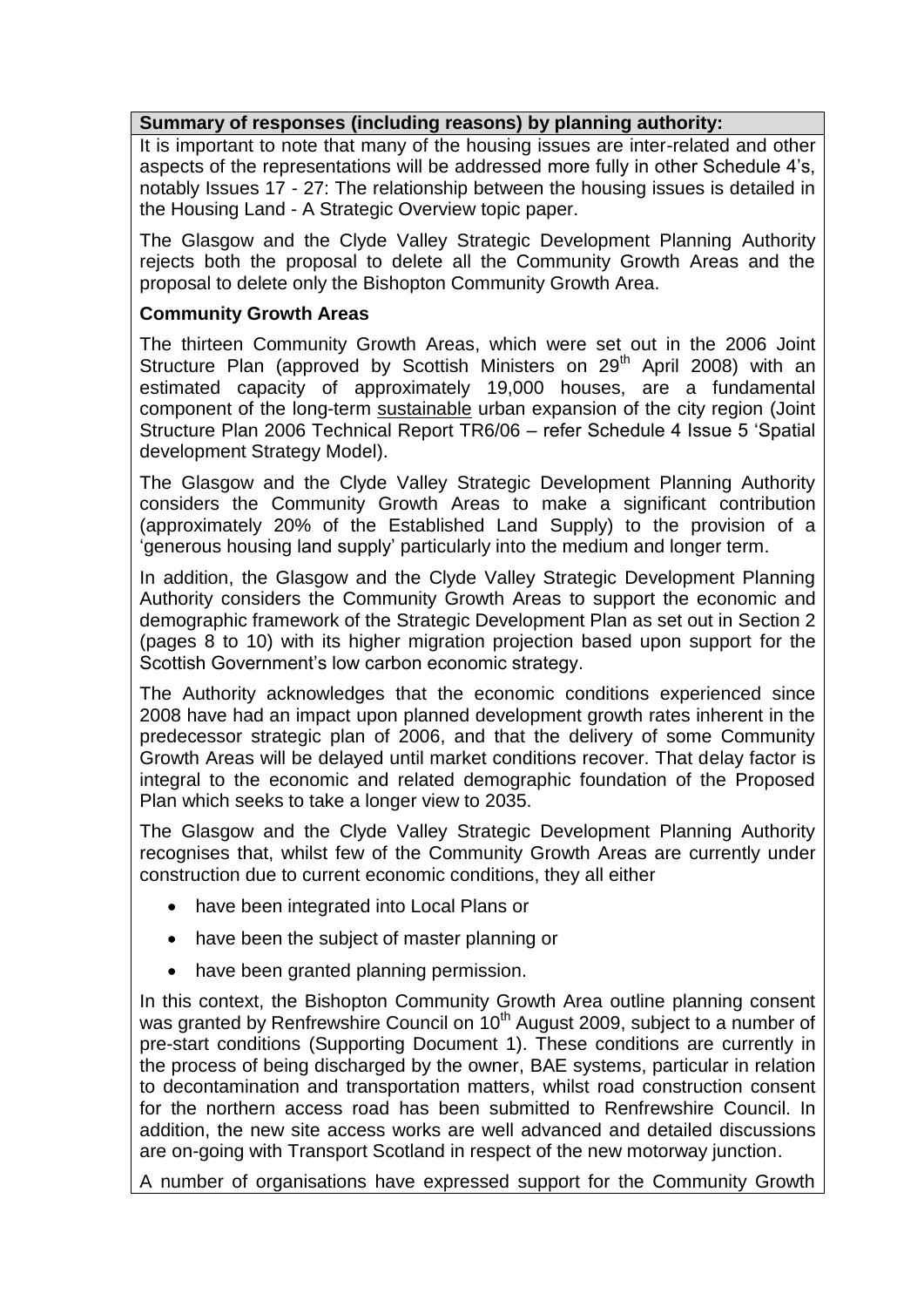**Summary of responses (including reasons) by planning authority:**

It is important to note that many of the housing issues are inter-related and other aspects of the representations will be addressed more fully in other Schedule 4's, notably Issues 17 - 27: The relationship between the housing issues is detailed in the Housing Land - A Strategic Overview topic paper.

The Glasgow and the Clyde Valley Strategic Development Planning Authority rejects both the proposal to delete all the Community Growth Areas and the proposal to delete only the Bishopton Community Growth Area.

**Community Growth Areas**

The thirteen Community Growth Areas, which were set out in the 2006 Joint Structure Plan (approved by Scottish Ministers on 29th April 2008) with an estimated capacity of approximately 19,000 houses, are a fundamental component of the long-term sustainable urban expansion of the city region (Joint Structure Plan 2006 Technical Report TR6/06 – refer Schedule 4 Issue 5 'Spatial development Strategy Model).

The Glasgow and the Clyde Valley Strategic Development Planning Authority considers the Community Growth Areas to make a significant contribution (approximately 20% of the Established Land Supply) to the provision of a 'generous housing land supply' particularly into the medium and longer term.

In addition, the Glasgow and the Clyde Valley Strategic Development Planning Authority considers the Community Growth Areas to support the economic and demographic framework of the Strategic Development Plan as set out in Section 2 (pages 8 to 10) with its higher migration projection based upon support for the Scottish Government's low carbon economic strategy.

The Authority acknowledges that the economic conditions experienced since 2008 have had an impact upon planned development growth rates inherent in the predecessor strategic plan of 2006, and that the delivery of some Community Growth Areas will be delayed until market conditions recover. That delay factor is integral to the economic and related demographic foundation of the Proposed Plan which seeks to take a longer view to 2035.

The Glasgow and the Clyde Valley Strategic Development Planning Authority recognises that, whilst few of the Community Growth Areas are currently under construction due to current economic conditions, they all either

- have been integrated into Local Plans or
- have been the subject of master planning or
- have been granted planning permission.

In this context, the Bishopton Community Growth Area outline planning consent was granted by Renfrewshire Council on 10th August 2009, subject to a number of pre-start conditions (Supporting Document 1). These conditions are currently in the process of being discharged by the owner, BAE systems, particular in relation to decontamination and transportation matters, whilst road construction consent for the northern access road has been submitted to Renfrewshire Council. In addition, the new site access works are well advanced and detailed discussions are on-going with Transport Scotland in respect of the new motorway junction.

A number of organisations have expressed support for the Community Growth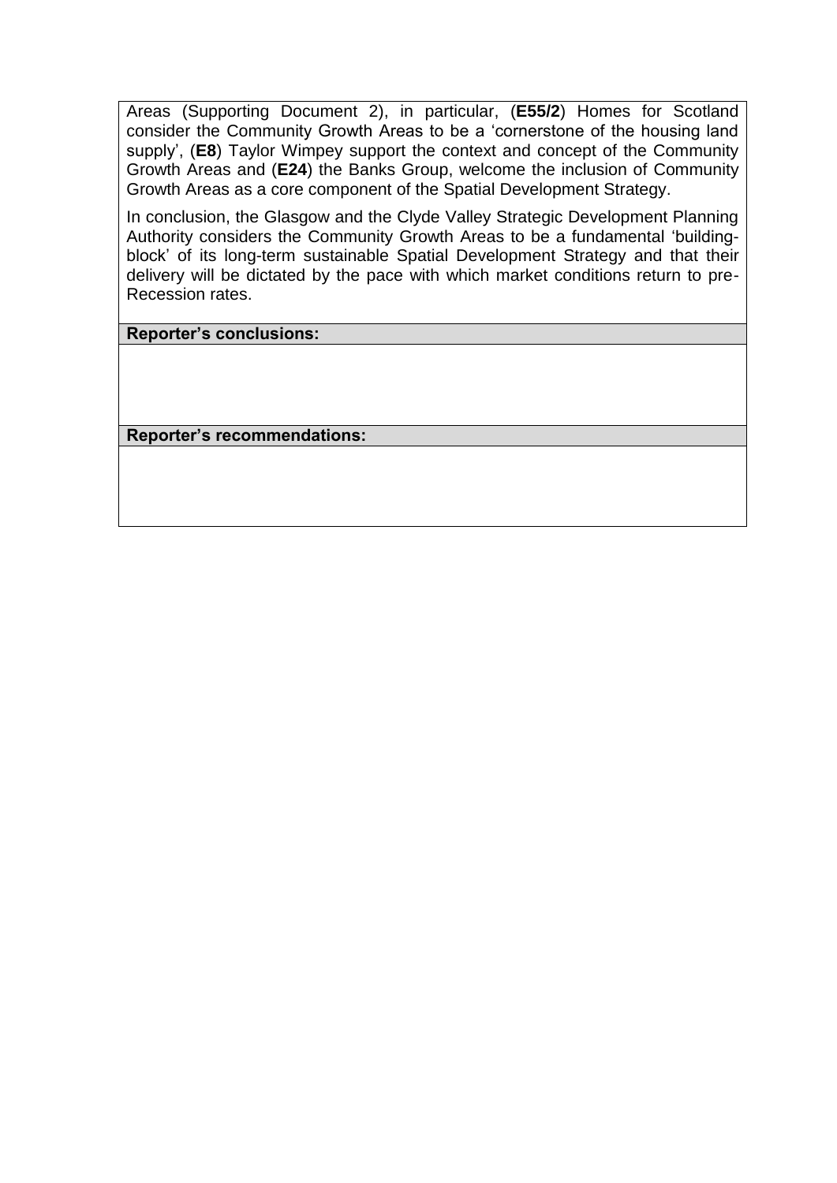Areas (Supporting Document 2), in particular, (**E55/2**) Homes for Scotland consider the Community Growth Areas to be a 'cornerstone of the housing land supply', (**E8**) Taylor Wimpey support the context and concept of the Community Growth Areas and (**E24**) the Banks Group, welcome the inclusion of Community Growth Areas as a core component of the Spatial Development Strategy.

In conclusion, the Glasgow and the Clyde Valley Strategic Development Planning Authority considers the Community Growth Areas to be a fundamental 'building-block' of its long-term sustainable Spatial Development Strategy and that their delivery will be dictated by the pace with which market conditions return to pre-Recession rates.

**Reporter's conclusions:**

**Reporter's recommendations:**